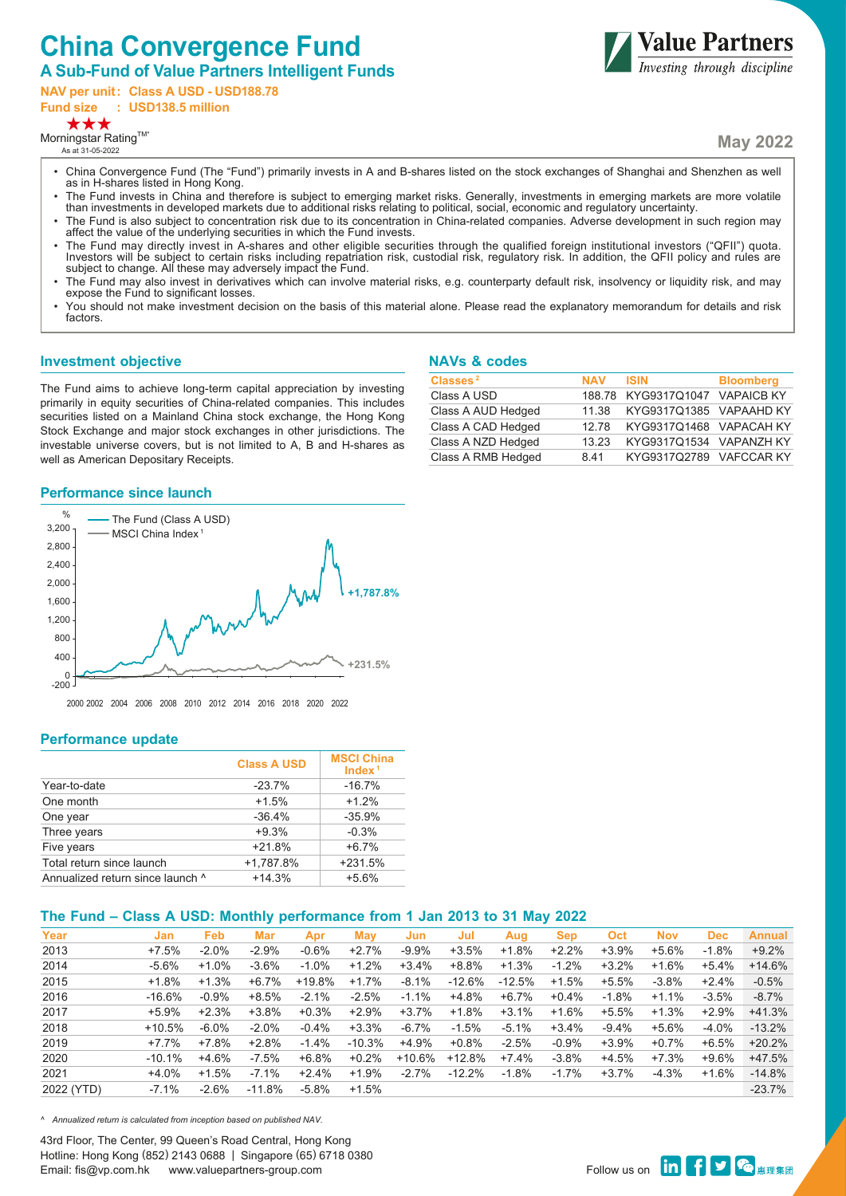# China Convergence Fund

## A Sub-Fund of Value Partners Intelligent Funds

**NAV per unit: Class A USD - USD188.78**

**Fund size : USD138.5 million**

★★★

Morningstar Rating™*

As at 31-05-2022

Value Partners
Investing through discipline

**May 2022**

- China Convergence Fund (The "Fund") primarily invests in A and B-shares listed on the stock exchanges of Shanghai and Shenzhen as well as in H-shares listed in Hong Kong.
- The Fund invests in China and therefore is subject to emerging market risks. Generally, investments in emerging markets are more volatile than investments in developed markets due to additional risks relating to political, social, economic and regulatory uncertainty.
- The Fund is also subject to concentration risk due to its concentration in China-related companies. Adverse development in such region may affect the value of the underlying securities in which the Fund invests.
- The Fund may directly invest in A-shares and other eligible securities through the qualified foreign institutional investors ("QFII") quota. Investors will be subject to certain risks including repatriation risk, custodial risk, regulatory risk. In addition, the QFII policy and rules are subject to change. All these may adversely impact the Fund.
- The Fund may also invest in derivatives which can involve material risks, e.g. counterparty default risk, insolvency or liquidity risk, and may expose the Fund to significant losses.
- You should not make investment decision on the basis of this material alone. Please read the explanatory memorandum for details and risk factors.

### Investment objective

The Fund aims to achieve long-term capital appreciation by investing primarily in equity securities of China-related companies. This includes securities listed on a Mainland China stock exchange, the Hong Kong Stock Exchange and major stock exchanges in other jurisdictions. The investable universe covers, but is not limited to A, B and H-shares as well as American Depositary Receipts.

### NAVs & codes

| Classes[2] | NAV | ISIN | Bloomberg |
|---|---|---|---|
| Class A USD | 188.78 | KYG9317Q1047 | VAPAICB KY |
| Class A AUD Hedged | 11.38 | KYG9317Q1385 | VAPAAHD KY |
| Class A CAD Hedged | 12.78 | KYG9317Q1468 | VAPACAH KY |
| Class A NZD Hedged | 13.23 | KYG9317Q1534 | VAPANZH KY |
| Class A RMB Hedged | 8.41 | KYG9317Q2789 | VAFCCAR KY |

### Performance since launch

The Fund (Class A USD): +1,787.8%
MSCI China Index[1]: +231.5%

### Performance update

| | Class A USD | MSCI China Index[1] |
|---|---|---|
| Year-to-date | -23.7% | -16.7% |
| One month | +1.5% | +1.2% |
| One year | -36.4% | -35.9% |
| Three years | +9.3% | -0.3% |
| Five years | +21.8% | +6.7% |
| Total return since launch | +1,787.8% | +231.5% |
| Annualized return since launch ^ | +14.3% | +5.6% |

### The Fund – Class A USD: Monthly performance from 1 Jan 2013 to 31 May 2022

| Year | Jan | Feb | Mar | Apr | May | Jun | Jul | Aug | Sep | Oct | Nov | Dec | Annual |
|---|---|---|---|---|---|---|---|---|---|---|---|---|---|
| 2013 | +7.5% | -2.0% | -2.9% | -0.6% | +2.7% | -9.9% | +3.5% | +1.8% | +2.2% | +3.9% | +5.6% | -1.8% | +9.2% |
| 2014 | -5.6% | +1.0% | -3.6% | -1.0% | +1.2% | +3.4% | +8.8% | +1.3% | -1.2% | +3.2% | +1.6% | +5.4% | +14.6% |
| 2015 | +1.8% | +1.3% | +6.7% | +19.8% | +1.7% | -8.1% | -12.6% | -12.5% | +1.5% | +5.5% | -3.8% | +2.4% | -0.5% |
| 2016 | -16.6% | -0.9% | +8.5% | -2.1% | -2.5% | -1.1% | +4.8% | +6.7% | +0.4% | -1.8% | +1.1% | -3.5% | -8.7% |
| 2017 | +5.9% | +2.3% | +3.8% | +0.3% | +2.9% | +3.7% | +1.8% | +3.1% | +1.6% | +5.5% | +1.3% | +2.9% | +41.3% |
| 2018 | +10.5% | -6.0% | -2.0% | -0.4% | +3.3% | -6.7% | -1.5% | -5.1% | +3.4% | -9.4% | +5.6% | -4.0% | -13.2% |
| 2019 | +7.7% | +7.8% | +2.8% | -1.4% | -10.3% | +4.9% | +0.8% | -2.5% | -0.9% | +3.9% | +0.7% | +6.5% | +20.2% |
| 2020 | -10.1% | +4.6% | -7.5% | +6.8% | +0.2% | +10.6% | +12.8% | +7.4% | -3.8% | +4.5% | +7.3% | +9.6% | +47.5% |
| 2021 | +4.0% | +1.5% | -7.1% | +2.4% | +1.9% | -2.7% | -12.2% | -1.8% | -1.7% | +3.7% | -4.3% | +1.6% | -14.8% |
| 2022 (YTD) | -7.1% | -2.6% | -11.8% | -5.8% | +1.5% | | | | | | | | -23.7% |

*^ Annualized return is calculated from inception based on published NAV.*

43rd Floor, The Center, 99 Queen's Road Central, Hong Kong
Hotline: Hong Kong (852) 2143 0688 | Singapore (65) 6718 0380
Email: fis@vp.com.hk www.valuepartners-group.com

Follow us on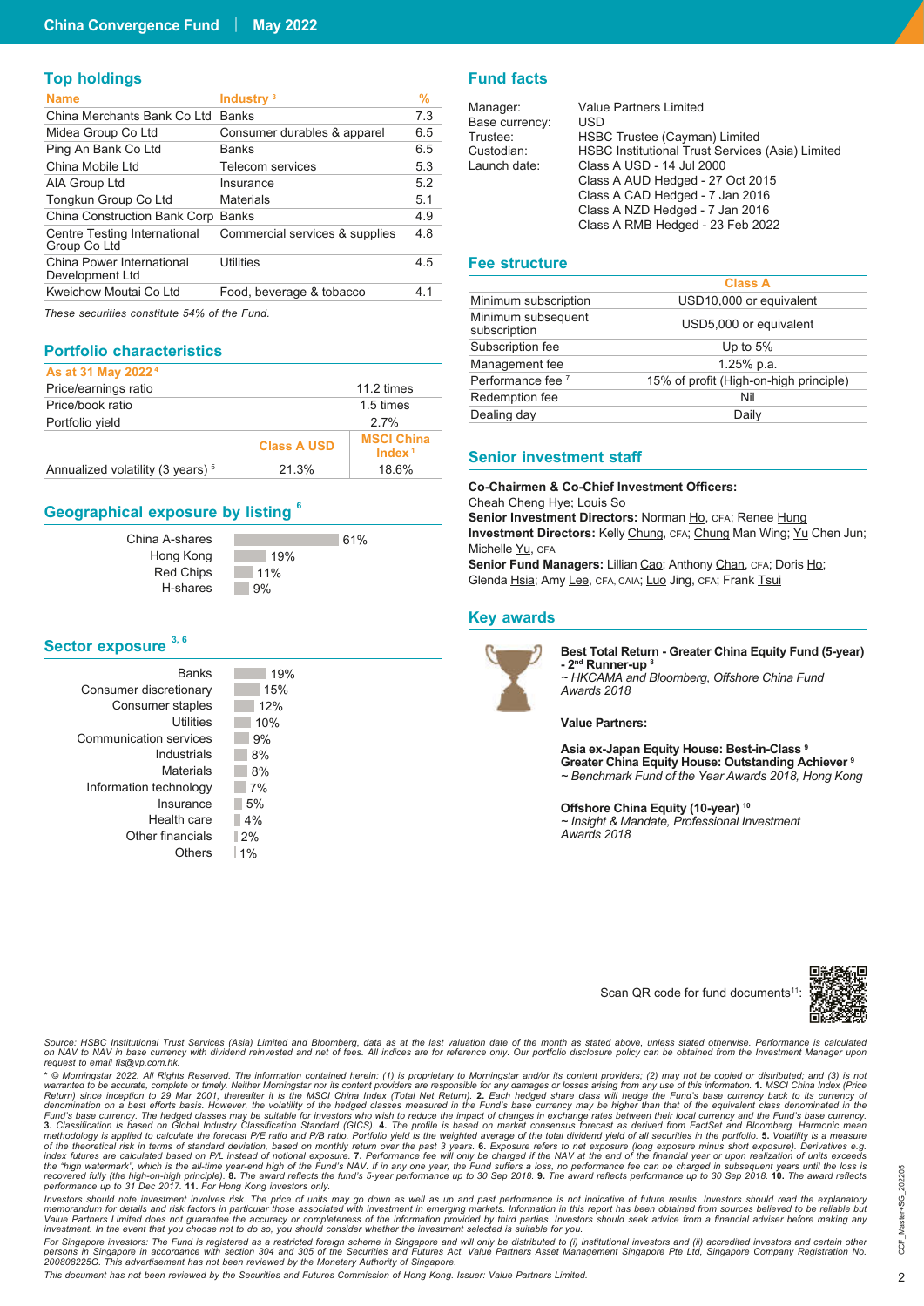## Top holdings

| Name | Industry [3] | % |
|---|---|---|
| China Merchants Bank Co Ltd | Banks | 7.3 |
| Midea Group Co Ltd | Consumer durables & apparel | 6.5 |
| Ping An Bank Co Ltd | Banks | 6.5 |
| China Mobile Ltd | Telecom services | 5.3 |
| AIA Group Ltd | Insurance | 5.2 |
| Tongkun Group Co Ltd | Materials | 5.1 |
| China Construction Bank Corp | Banks | 4.9 |
| Centre Testing International Group Co Ltd | Commercial services & supplies | 4.8 |
| China Power International Development Ltd | Utilities | 4.5 |
| Kweichow Moutai Co Ltd | Food, beverage & tobacco | 4.1 |

*These securities constitute 54% of the Fund.*

## Portfolio characteristics

| As at 31 May 2022 [4] | | |
|---|---|---|
| Price/earnings ratio | 11.2 times | |
| Price/book ratio | 1.5 times | |
| Portfolio yield | 2.7% | |
| | Class A USD | MSCI China Index [1] |
| Annualized volatility (3 years) [5] | 21.3% | 18.6% |

## Geographical exposure by listing [6]

China A-shares 61%
Hong Kong 19%
Red Chips 11%
H-shares 9%

## Sector exposure [3, 6]

Banks 19%
Consumer discretionary 15%
Consumer staples 12%
Utilities 10%
Communication services 9%
Industrials 8%
Materials 8%
Information technology 7%
Insurance 5%
Health care 4%
Other financials 2%
Others 1%

## Fund facts

| | |
|---|---|
| Manager: | Value Partners Limited |
| Base currency: | USD |
| Trustee: | HSBC Trustee (Cayman) Limited |
| Custodian: | HSBC Institutional Trust Services (Asia) Limited |
| Launch date: | Class A USD - 14 Jul 2000<br>Class A AUD Hedged - 27 Oct 2015<br>Class A CAD Hedged - 7 Jan 2016<br>Class A NZD Hedged - 7 Jan 2016<br>Class A RMB Hedged - 23 Feb 2022 |

## Fee structure

| | Class A |
|---|---|
| Minimum subscription | USD10,000 or equivalent |
| Minimum subsequent subscription | USD5,000 or equivalent |
| Subscription fee | Up to 5% |
| Management fee | 1.25% p.a. |
| Performance fee [7] | 15% of profit (High-on-high principle) |
| Redemption fee | Nil |
| Dealing day | Daily |

## Senior investment staff

**Co-Chairmen & Co-Chief Investment Officers:**
Cheah Cheng Hye; Louis So
**Senior Investment Directors:** Norman Ho, CFA; Renee Hung
**Investment Directors:** Kelly Chung, CFA; Chung Man Wing; Yu Chen Jun; Michelle Yu, CFA
**Senior Fund Managers:** Lillian Cao; Anthony Chan, CFA; Doris Ho; Glenda Hsia; Amy Lee, CFA, CAIA; Luo Jing, CFA; Frank Tsui

## Key awards

**Best Total Return - Greater China Equity Fund (5-year) - 2nd Runner-up [8]**
*~ HKCAMA and Bloomberg, Offshore China Fund Awards 2018*

**Value Partners:**

**Asia ex-Japan Equity House: Best-in-Class [9]**
**Greater China Equity House: Outstanding Achiever [9]**
*~ Benchmark Fund of the Year Awards 2018, Hong Kong*

**Offshore China Equity (10-year) [10]**
*~ Insight & Mandate, Professional Investment Awards 2018*

Scan QR code for fund documents[11]:

*Source: HSBC Institutional Trust Services (Asia) Limited and Bloomberg, data as at the last valuation date of the month as stated above, unless stated otherwise. Performance is calculated on NAV to NAV in base currency with dividend reinvested and net of fees. All indices are for reference only. Our portfolio disclosure policy can be obtained from the Investment Manager upon request to email fis@vp.com.hk.*

*\* © Morningstar 2022. All Rights Reserved. The information contained herein: (1) is proprietary to Morningstar and/or its content providers; (2) may not be copied or distributed; and (3) is not warranted to be accurate, complete or timely. Neither Morningstar nor its content providers are responsible for any damages or losses arising from any use of this information. **1.** MSCI China Index (Price Return) since inception to 29 Mar 2001, thereafter it is the MSCI China Index (Total Net Return). **2.** Each hedged share class will hedge the Fund's base currency back to its currency of denomination on a best efforts basis. However, the volatility of the hedged classes measured in the Fund's base currency may be higher than that of the equivalent class denominated in the Fund's base currency. The hedged classes may be suitable for investors who wish to reduce the impact of changes in exchange rates between their local currency and the Fund's base currency. **3.** Classification is based on Global Industry Classification Standard (GICS). **4.** The profile is based on market consensus forecast as derived from FactSet and Bloomberg. Harmonic mean methodology is applied to calculate the forecast P/E ratio and P/B ratio. Portfolio yield is the weighted average of the total dividend yield of all securities in the portfolio. **5.** Volatility is a measure of the theoretical risk in terms of standard deviation, based on monthly return over the past 3 years. **6.** Exposure refers to net exposure (long exposure minus short exposure). Derivatives e.g. index futures are calculated based on P/L instead of notional exposure. **7.** Performance fee will only be charged if the NAV at the end of the financial year or upon realization of units exceeds the "high watermark", which is the all-time year-end high of the Fund's NAV. If in any one year, the Fund suffers a loss, no performance fee can be charged in subsequent years until the loss is recovered fully (the high-on-high principle). **8.** The award reflects the fund's 5-year performance up to 30 Sep 2018. **9.** The award reflects performance up to 30 Sep 2018. **10.** The award reflects performance up to 31 Dec 2017. **11.** For Hong Kong investors only.*

*Investors should note investment involves risk. The price of units may go down as well as up and past performance is not indicative of future results. Investors should read the explanatory memorandum for details and risk factors in particular those associated with investment in emerging markets. Information in this report has been obtained from sources believed to be reliable but Value Partners Limited does not guarantee the accuracy or completeness of the information provided by third parties. Investors should seek advice from a financial adviser before making any investment. In the event that you choose not to do so, you should consider whether the investment selected is suitable for you.*

*For Singapore investors: The Fund is registered as a restricted foreign scheme in Singapore and will only be distributed to (i) institutional investors and (ii) accredited investors and certain other persons in Singapore in accordance with section 304 and 305 of the Securities and Futures Act. Value Partners Asset Management Singapore Pte Ltd, Singapore Company Registration No. 200808225G. This advertisement has not been reviewed by the Monetary Authority of Singapore.*

*This document has not been reviewed by the Securities and Futures Commission of Hong Kong. Issuer: Value Partners Limited.*

CCF_Master+SG_202205